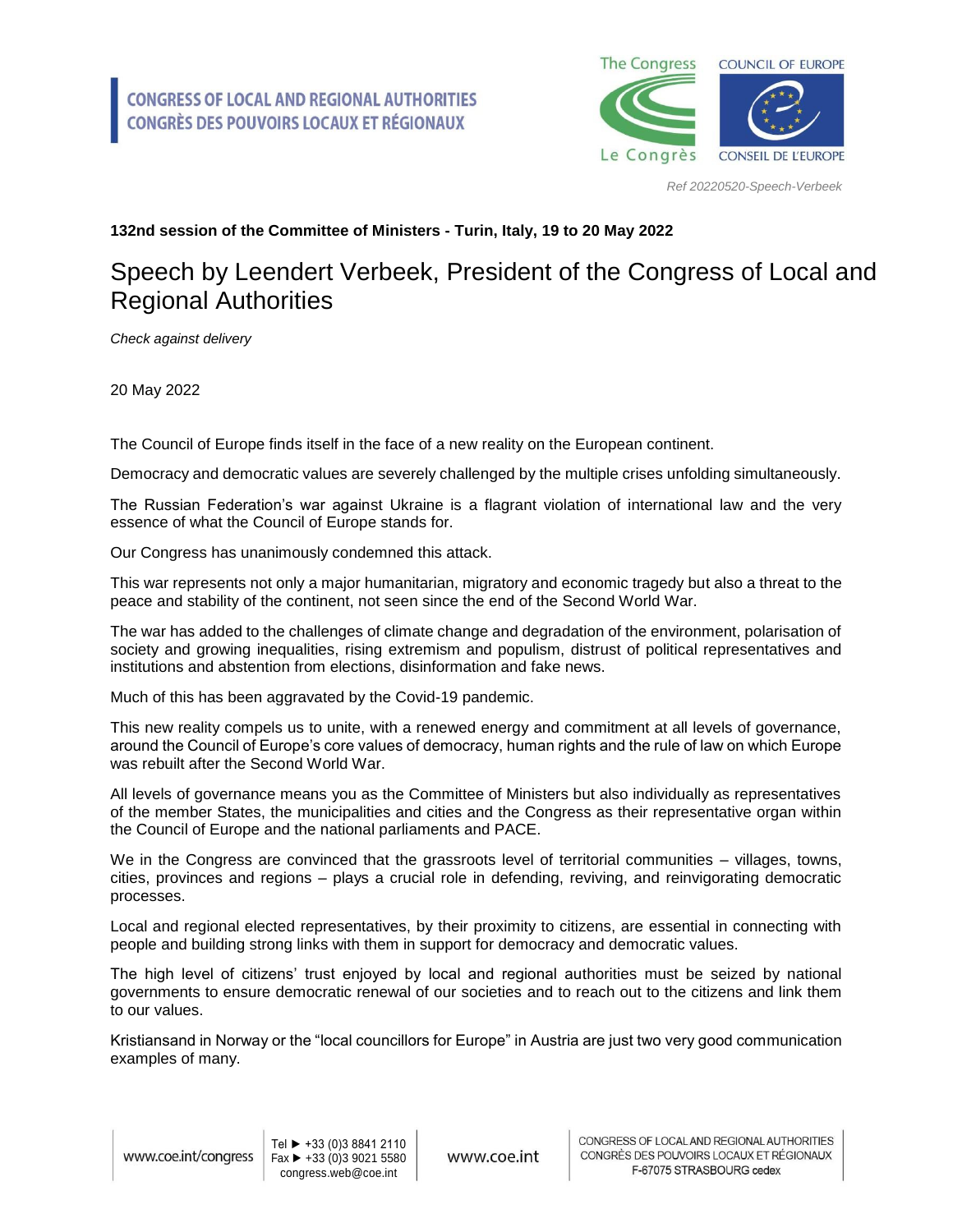CONGRESS OF LOCAL AND REGIONAL AUTHORITIES
CONGRÈS DES POUVOIRS LOCAUX ET RÉGIONAUX

*Ref 20220520-Speech-Verbeek*

**132nd session of the Committee of Ministers - Turin, Italy, 19 to 20 May 2022**

# Speech by Leendert Verbeek, President of the Congress of Local and Regional Authorities

*Check against delivery*

20 May 2022

The Council of Europe finds itself in the face of a new reality on the European continent.

Democracy and democratic values are severely challenged by the multiple crises unfolding simultaneously.

The Russian Federation's war against Ukraine is a flagrant violation of international law and the very essence of what the Council of Europe stands for.

Our Congress has unanimously condemned this attack.

This war represents not only a major humanitarian, migratory and economic tragedy but also a threat to the peace and stability of the continent, not seen since the end of the Second World War.

The war has added to the challenges of climate change and degradation of the environment, polarisation of society and growing inequalities, rising extremism and populism, distrust of political representatives and institutions and abstention from elections, disinformation and fake news.

Much of this has been aggravated by the Covid-19 pandemic.

This new reality compels us to unite, with a renewed energy and commitment at all levels of governance, around the Council of Europe's core values of democracy, human rights and the rule of law on which Europe was rebuilt after the Second World War.

All levels of governance means you as the Committee of Ministers but also individually as representatives of the member States, the municipalities and cities and the Congress as their representative organ within the Council of Europe and the national parliaments and PACE.

We in the Congress are convinced that the grassroots level of territorial communities – villages, towns, cities, provinces and regions – plays a crucial role in defending, reviving, and reinvigorating democratic processes.

Local and regional elected representatives, by their proximity to citizens, are essential in connecting with people and building strong links with them in support for democracy and democratic values.

The high level of citizens' trust enjoyed by local and regional authorities must be seized by national governments to ensure democratic renewal of our societies and to reach out to the citizens and link them to our values.

Kristiansand in Norway or the "local councillors for Europe" in Austria are just two very good communication examples of many.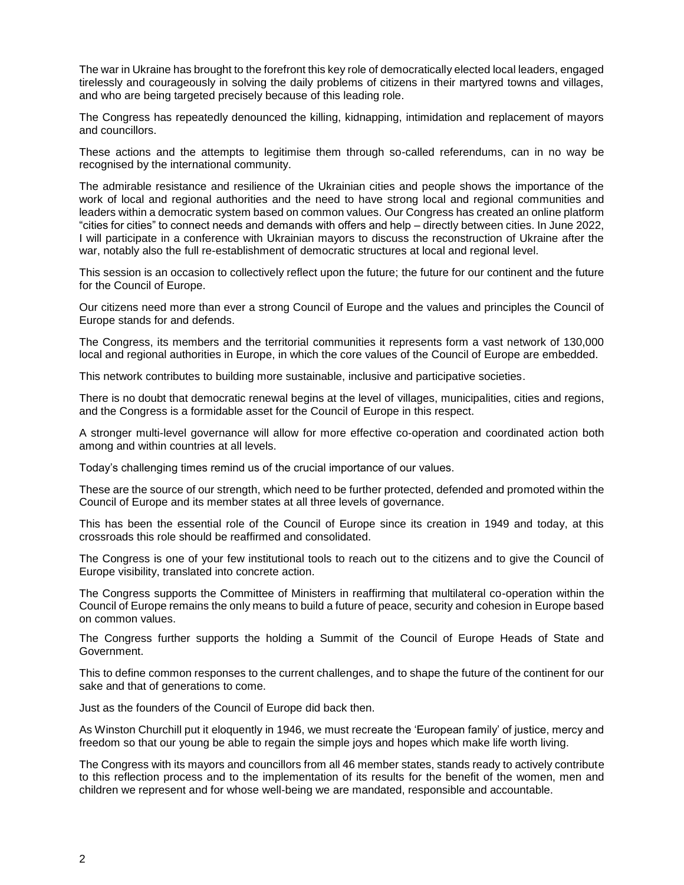The war in Ukraine has brought to the forefront this key role of democratically elected local leaders, engaged tirelessly and courageously in solving the daily problems of citizens in their martyred towns and villages, and who are being targeted precisely because of this leading role.

The Congress has repeatedly denounced the killing, kidnapping, intimidation and replacement of mayors and councillors.

These actions and the attempts to legitimise them through so-called referendums, can in no way be recognised by the international community.

The admirable resistance and resilience of the Ukrainian cities and people shows the importance of the work of local and regional authorities and the need to have strong local and regional communities and leaders within a democratic system based on common values. Our Congress has created an online platform "cities for cities" to connect needs and demands with offers and help – directly between cities. In June 2022, I will participate in a conference with Ukrainian mayors to discuss the reconstruction of Ukraine after the war, notably also the full re-establishment of democratic structures at local and regional level.

This session is an occasion to collectively reflect upon the future; the future for our continent and the future for the Council of Europe.

Our citizens need more than ever a strong Council of Europe and the values and principles the Council of Europe stands for and defends.

The Congress, its members and the territorial communities it represents form a vast network of 130,000 local and regional authorities in Europe, in which the core values of the Council of Europe are embedded.

This network contributes to building more sustainable, inclusive and participative societies.

There is no doubt that democratic renewal begins at the level of villages, municipalities, cities and regions, and the Congress is a formidable asset for the Council of Europe in this respect.

A stronger multi-level governance will allow for more effective co-operation and coordinated action both among and within countries at all levels.

Today's challenging times remind us of the crucial importance of our values.

These are the source of our strength, which need to be further protected, defended and promoted within the Council of Europe and its member states at all three levels of governance.

This has been the essential role of the Council of Europe since its creation in 1949 and today, at this crossroads this role should be reaffirmed and consolidated.

The Congress is one of your few institutional tools to reach out to the citizens and to give the Council of Europe visibility, translated into concrete action.

The Congress supports the Committee of Ministers in reaffirming that multilateral co-operation within the Council of Europe remains the only means to build a future of peace, security and cohesion in Europe based on common values.

The Congress further supports the holding a Summit of the Council of Europe Heads of State and Government.

This to define common responses to the current challenges, and to shape the future of the continent for our sake and that of generations to come.

Just as the founders of the Council of Europe did back then.

As Winston Churchill put it eloquently in 1946, we must recreate the 'European family' of justice, mercy and freedom so that our young be able to regain the simple joys and hopes which make life worth living.

The Congress with its mayors and councillors from all 46 member states, stands ready to actively contribute to this reflection process and to the implementation of its results for the benefit of the women, men and children we represent and for whose well-being we are mandated, responsible and accountable.